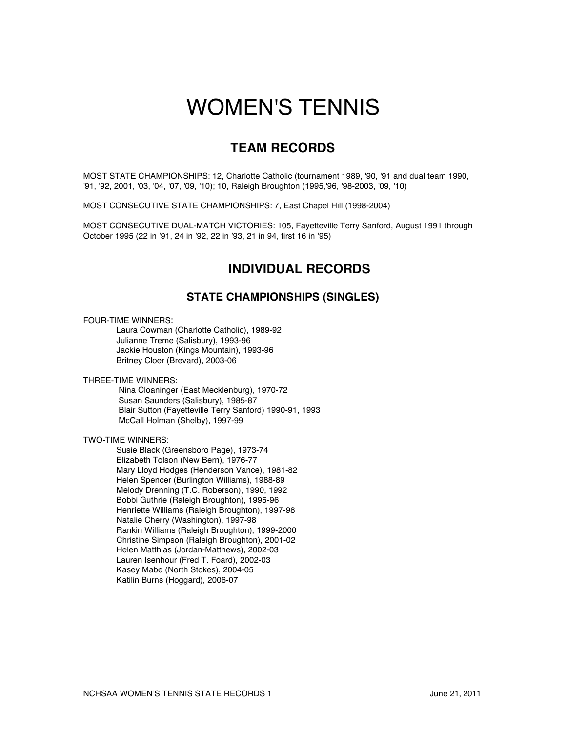# WOMEN'S TENNIS

## TEAM RECORDS

MOST STATE CHAMPIONSHIPS: 12, Charlotte Catholic (tournament 1989, '90, '91 and dual team 1990, '91, '92, 2001, '03, '04, '07, '09, '10); 10, Raleigh Broughton (1995,'96, '98-2003, '09, '10)

MOST CONSECUTIVE STATE CHAMPIONSHIPS: 7, East Chapel Hill (1998-2004)

MOST CONSECUTIVE DUAL-MATCH VICTORIES: 105, Fayetteville Terry Sanford, August 1991 through October 1995 (22 in '91, 24 in '92, 22 in '93, 21 in 94, first 16 in '95)

## INDIVIDUAL RECORDS

### STATE CHAMPIONSHIPS (SINGLES)

FOUR-TIME WINNERS:

- Laura Cowman (Charlotte Catholic), 1989-92
- Julianne Treme (Salisbury), 1993-96
- Jackie Houston (Kings Mountain), 1993-96
- Britney Cloer (Brevard), 2003-06

THREE-TIME WINNERS:

- Nina Cloaninger (East Mecklenburg), 1970-72
- Susan Saunders (Salisbury), 1985-87
- Blair Sutton (Fayetteville Terry Sanford) 1990-91, 1993
- McCall Holman (Shelby), 1997-99

TWO-TIME WINNERS:

- Susie Black (Greensboro Page), 1973-74
- Elizabeth Tolson (New Bern), 1976-77
- Mary Lloyd Hodges (Henderson Vance), 1981-82
- Helen Spencer (Burlington Williams), 1988-89
- Melody Drenning (T.C. Roberson), 1990, 1992
- Bobbi Guthrie (Raleigh Broughton), 1995-96
- Henriette Williams (Raleigh Broughton), 1997-98
- Natalie Cherry (Washington), 1997-98
- Rankin Williams (Raleigh Broughton), 1999-2000
- Christine Simpson (Raleigh Broughton), 2001-02
- Helen Matthias (Jordan-Matthews), 2002-03
- Lauren Isenhour (Fred T. Foard), 2002-03
- Kasey Mabe (North Stokes), 2004-05
- Katilin Burns (Hoggard), 2006-07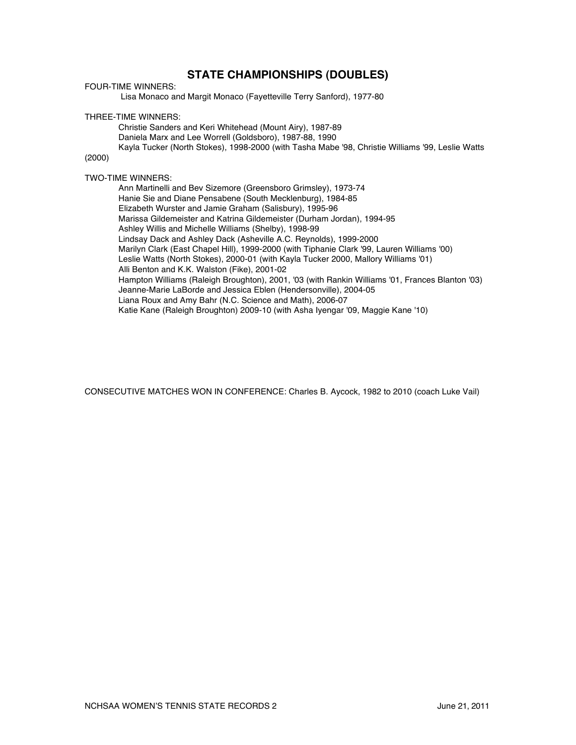## STATE CHAMPIONSHIPS (DOUBLES)

FOUR-TIME WINNERS:

Lisa Monaco and Margit Monaco (Fayetteville Terry Sanford), 1977-80

THREE-TIME WINNERS:

Christie Sanders and Keri Whitehead (Mount Airy), 1987-89
Daniela Marx and Lee Worrell (Goldsboro), 1987-88, 1990
Kayla Tucker (North Stokes), 1998-2000 (with Tasha Mabe '98, Christie Williams '99, Leslie Watts (2000)

TWO-TIME WINNERS:

Ann Martinelli and Bev Sizemore (Greensboro Grimsley), 1973-74
Hanie Sie and Diane Pensabene (South Mecklenburg), 1984-85
Elizabeth Wurster and Jamie Graham (Salisbury), 1995-96
Marissa Gildemeister and Katrina Gildemeister (Durham Jordan), 1994-95
Ashley Willis and Michelle Williams (Shelby), 1998-99
Lindsay Dack and Ashley Dack (Asheville A.C. Reynolds), 1999-2000
Marilyn Clark (East Chapel Hill), 1999-2000 (with Tiphanie Clark '99, Lauren Williams '00)
Leslie Watts (North Stokes), 2000-01 (with Kayla Tucker 2000, Mallory Williams '01)
Alli Benton and K.K. Walston (Fike), 2001-02
Hampton Williams (Raleigh Broughton), 2001, '03 (with Rankin Williams '01, Frances Blanton '03)
Jeanne-Marie LaBorde and Jessica Eblen (Hendersonville), 2004-05
Liana Roux and Amy Bahr (N.C. Science and Math), 2006-07
Katie Kane (Raleigh Broughton) 2009-10 (with Asha Iyengar '09, Maggie Kane '10)

CONSECUTIVE MATCHES WON IN CONFERENCE: Charles B. Aycock, 1982 to 2010 (coach Luke Vail)